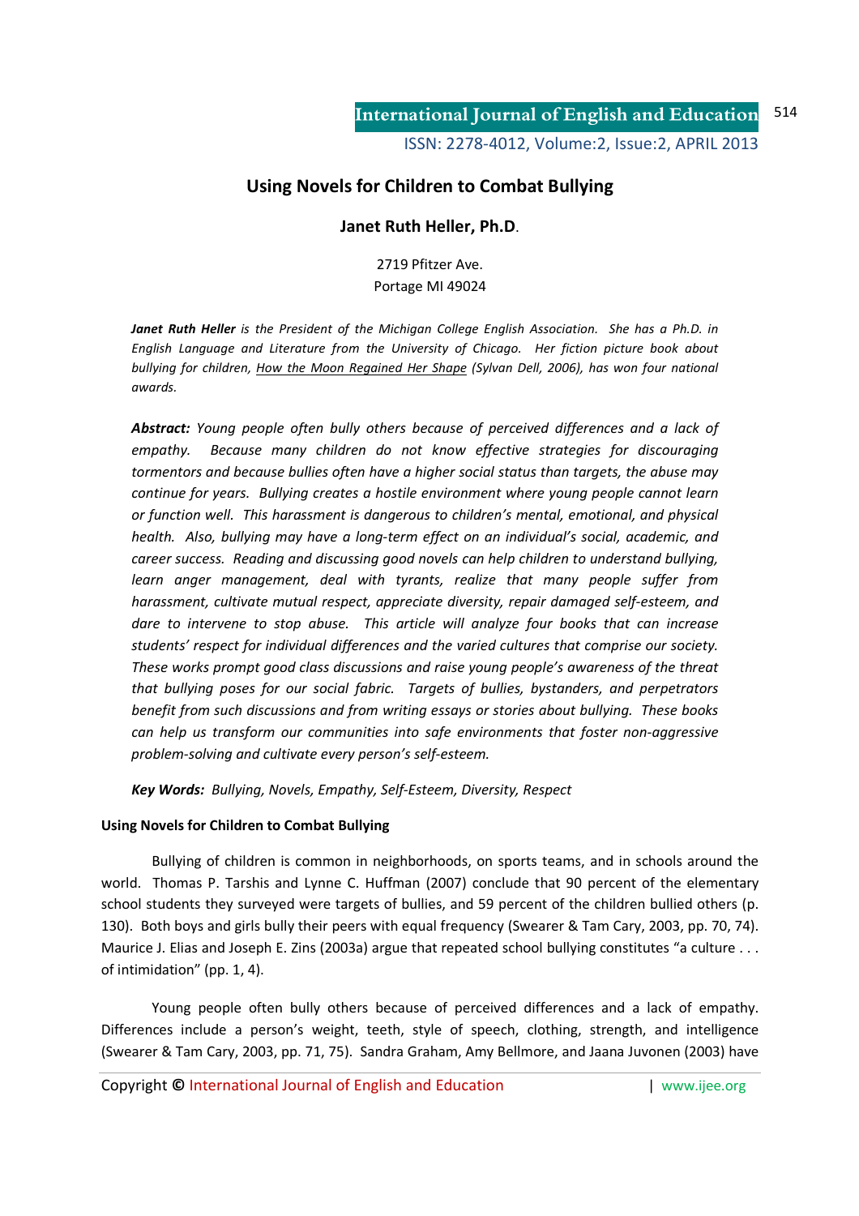# Using Novels for Children to Combat Bullying

**Janet Ruth Heller, Ph.D**.

2719 Pfitzer Ave.
Portage MI 49024

***Janet Ruth Heller*** *is the President of the Michigan College English Association. She has a Ph.D. in English Language and Literature from the University of Chicago. Her fiction picture book about bullying for children,* *How the Moon Regained Her Shape* *(Sylvan Dell, 2006), has won four national awards.*

***Abstract:*** *Young people often bully others because of perceived differences and a lack of empathy. Because many children do not know effective strategies for discouraging tormentors and because bullies often have a higher social status than targets, the abuse may continue for years. Bullying creates a hostile environment where young people cannot learn or function well. This harassment is dangerous to children's mental, emotional, and physical health. Also, bullying may have a long-term effect on an individual's social, academic, and career success. Reading and discussing good novels can help children to understand bullying, learn anger management, deal with tyrants, realize that many people suffer from harassment, cultivate mutual respect, appreciate diversity, repair damaged self-esteem, and dare to intervene to stop abuse. This article will analyze four books that can increase students' respect for individual differences and the varied cultures that comprise our society. These works prompt good class discussions and raise young people's awareness of the threat that bullying poses for our social fabric. Targets of bullies, bystanders, and perpetrators benefit from such discussions and from writing essays or stories about bullying. These books can help us transform our communities into safe environments that foster non-aggressive problem-solving and cultivate every person's self-esteem.*

***Key Words:*** *Bullying, Novels, Empathy, Self-Esteem, Diversity, Respect*

## Using Novels for Children to Combat Bullying

Bullying of children is common in neighborhoods, on sports teams, and in schools around the world. Thomas P. Tarshis and Lynne C. Huffman (2007) conclude that 90 percent of the elementary school students they surveyed were targets of bullies, and 59 percent of the children bullied others (p. 130). Both boys and girls bully their peers with equal frequency (Swearer & Tam Cary, 2003, pp. 70, 74). Maurice J. Elias and Joseph E. Zins (2003a) argue that repeated school bullying constitutes "a culture . . . of intimidation" (pp. 1, 4).

Young people often bully others because of perceived differences and a lack of empathy. Differences include a person's weight, teeth, style of speech, clothing, strength, and intelligence (Swearer & Tam Cary, 2003, pp. 71, 75). Sandra Graham, Amy Bellmore, and Jaana Juvonen (2003) have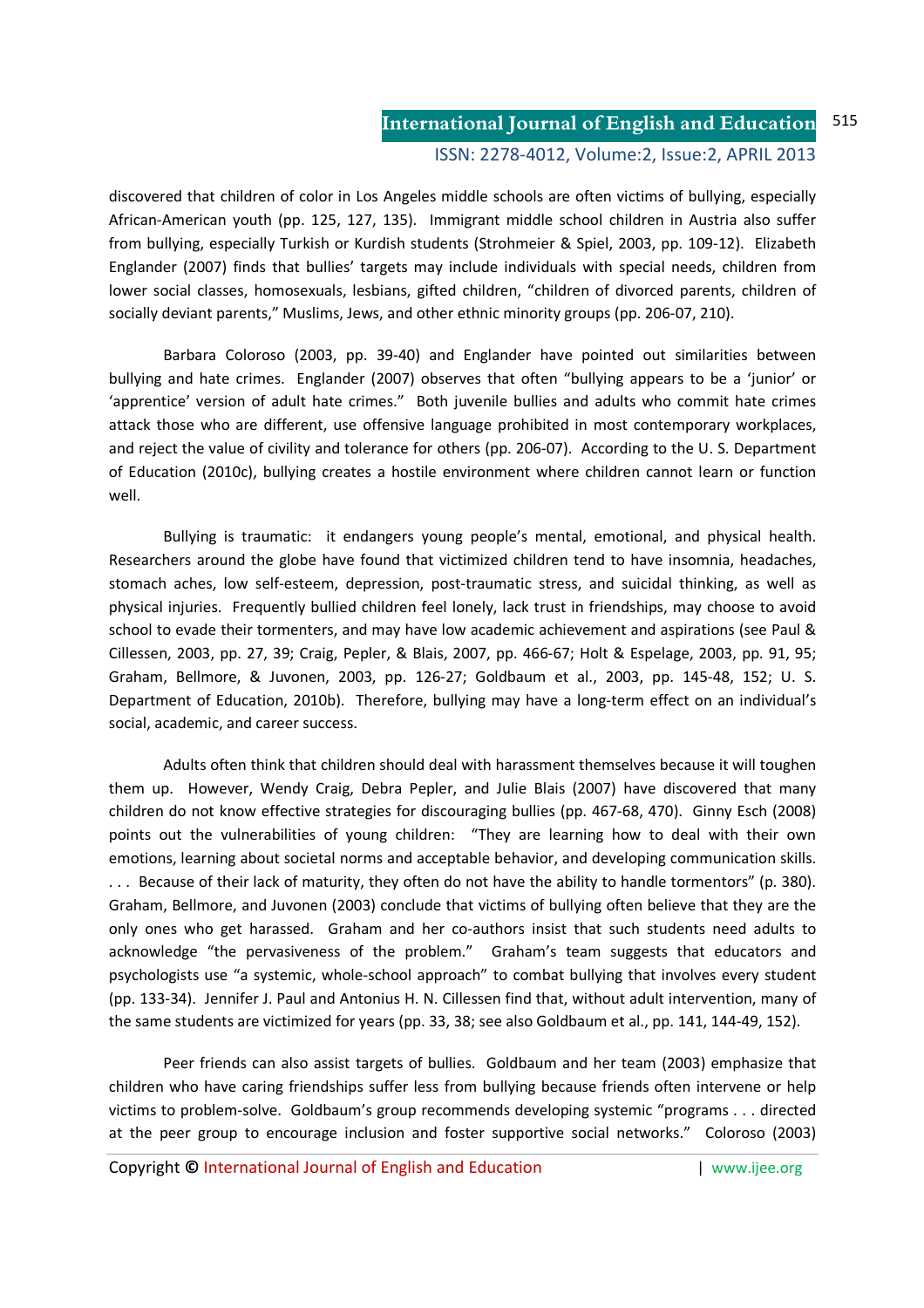discovered that children of color in Los Angeles middle schools are often victims of bullying, especially African-American youth (pp. 125, 127, 135). Immigrant middle school children in Austria also suffer from bullying, especially Turkish or Kurdish students (Strohmeier & Spiel, 2003, pp. 109-12). Elizabeth Englander (2007) finds that bullies' targets may include individuals with special needs, children from lower social classes, homosexuals, lesbians, gifted children, "children of divorced parents, children of socially deviant parents," Muslims, Jews, and other ethnic minority groups (pp. 206-07, 210).

Barbara Coloroso (2003, pp. 39-40) and Englander have pointed out similarities between bullying and hate crimes. Englander (2007) observes that often "bullying appears to be a 'junior' or 'apprentice' version of adult hate crimes." Both juvenile bullies and adults who commit hate crimes attack those who are different, use offensive language prohibited in most contemporary workplaces, and reject the value of civility and tolerance for others (pp. 206-07). According to the U. S. Department of Education (2010c), bullying creates a hostile environment where children cannot learn or function well.

Bullying is traumatic: it endangers young people's mental, emotional, and physical health. Researchers around the globe have found that victimized children tend to have insomnia, headaches, stomach aches, low self-esteem, depression, post-traumatic stress, and suicidal thinking, as well as physical injuries. Frequently bullied children feel lonely, lack trust in friendships, may choose to avoid school to evade their tormenters, and may have low academic achievement and aspirations (see Paul & Cillessen, 2003, pp. 27, 39; Craig, Pepler, & Blais, 2007, pp. 466-67; Holt & Espelage, 2003, pp. 91, 95; Graham, Bellmore, & Juvonen, 2003, pp. 126-27; Goldbaum et al., 2003, pp. 145-48, 152; U. S. Department of Education, 2010b). Therefore, bullying may have a long-term effect on an individual's social, academic, and career success.

Adults often think that children should deal with harassment themselves because it will toughen them up. However, Wendy Craig, Debra Pepler, and Julie Blais (2007) have discovered that many children do not know effective strategies for discouraging bullies (pp. 467-68, 470). Ginny Esch (2008) points out the vulnerabilities of young children: "They are learning how to deal with their own emotions, learning about societal norms and acceptable behavior, and developing communication skills. . . . Because of their lack of maturity, they often do not have the ability to handle tormentors" (p. 380). Graham, Bellmore, and Juvonen (2003) conclude that victims of bullying often believe that they are the only ones who get harassed. Graham and her co-authors insist that such students need adults to acknowledge "the pervasiveness of the problem." Graham's team suggests that educators and psychologists use "a systemic, whole-school approach" to combat bullying that involves every student (pp. 133-34). Jennifer J. Paul and Antonius H. N. Cillessen find that, without adult intervention, many of the same students are victimized for years (pp. 33, 38; see also Goldbaum et al., pp. 141, 144-49, 152).

Peer friends can also assist targets of bullies. Goldbaum and her team (2003) emphasize that children who have caring friendships suffer less from bullying because friends often intervene or help victims to problem-solve. Goldbaum's group recommends developing systemic "programs . . . directed at the peer group to encourage inclusion and foster supportive social networks." Coloroso (2003)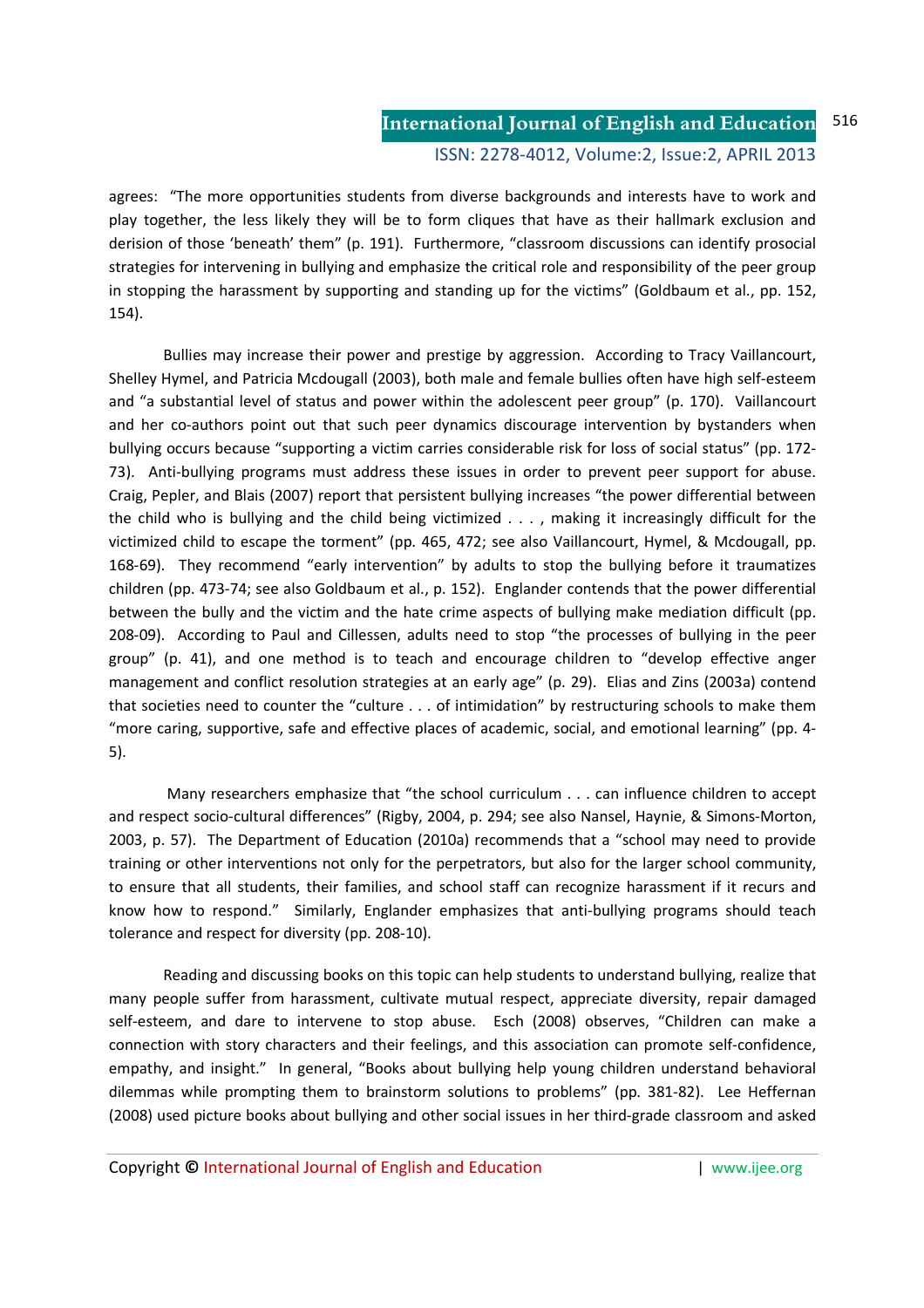agrees: "The more opportunities students from diverse backgrounds and interests have to work and play together, the less likely they will be to form cliques that have as their hallmark exclusion and derision of those 'beneath' them" (p. 191). Furthermore, "classroom discussions can identify prosocial strategies for intervening in bullying and emphasize the critical role and responsibility of the peer group in stopping the harassment by supporting and standing up for the victims" (Goldbaum et al., pp. 152, 154).

Bullies may increase their power and prestige by aggression. According to Tracy Vaillancourt, Shelley Hymel, and Patricia Mcdougall (2003), both male and female bullies often have high self-esteem and "a substantial level of status and power within the adolescent peer group" (p. 170). Vaillancourt and her co-authors point out that such peer dynamics discourage intervention by bystanders when bullying occurs because "supporting a victim carries considerable risk for loss of social status" (pp. 172-73). Anti-bullying programs must address these issues in order to prevent peer support for abuse. Craig, Pepler, and Blais (2007) report that persistent bullying increases "the power differential between the child who is bullying and the child being victimized . . . , making it increasingly difficult for the victimized child to escape the torment" (pp. 465, 472; see also Vaillancourt, Hymel, & Mcdougall, pp. 168-69). They recommend "early intervention" by adults to stop the bullying before it traumatizes children (pp. 473-74; see also Goldbaum et al., p. 152). Englander contends that the power differential between the bully and the victim and the hate crime aspects of bullying make mediation difficult (pp. 208-09). According to Paul and Cillessen, adults need to stop "the processes of bullying in the peer group" (p. 41), and one method is to teach and encourage children to "develop effective anger management and conflict resolution strategies at an early age" (p. 29). Elias and Zins (2003a) contend that societies need to counter the "culture . . . of intimidation" by restructuring schools to make them "more caring, supportive, safe and effective places of academic, social, and emotional learning" (pp. 4-5).

Many researchers emphasize that "the school curriculum . . . can influence children to accept and respect socio-cultural differences" (Rigby, 2004, p. 294; see also Nansel, Haynie, & Simons-Morton, 2003, p. 57). The Department of Education (2010a) recommends that a "school may need to provide training or other interventions not only for the perpetrators, but also for the larger school community, to ensure that all students, their families, and school staff can recognize harassment if it recurs and know how to respond." Similarly, Englander emphasizes that anti-bullying programs should teach tolerance and respect for diversity (pp. 208-10).

Reading and discussing books on this topic can help students to understand bullying, realize that many people suffer from harassment, cultivate mutual respect, appreciate diversity, repair damaged self-esteem, and dare to intervene to stop abuse. Esch (2008) observes, "Children can make a connection with story characters and their feelings, and this association can promote self-confidence, empathy, and insight." In general, "Books about bullying help young children understand behavioral dilemmas while prompting them to brainstorm solutions to problems" (pp. 381-82). Lee Heffernan (2008) used picture books about bullying and other social issues in her third-grade classroom and asked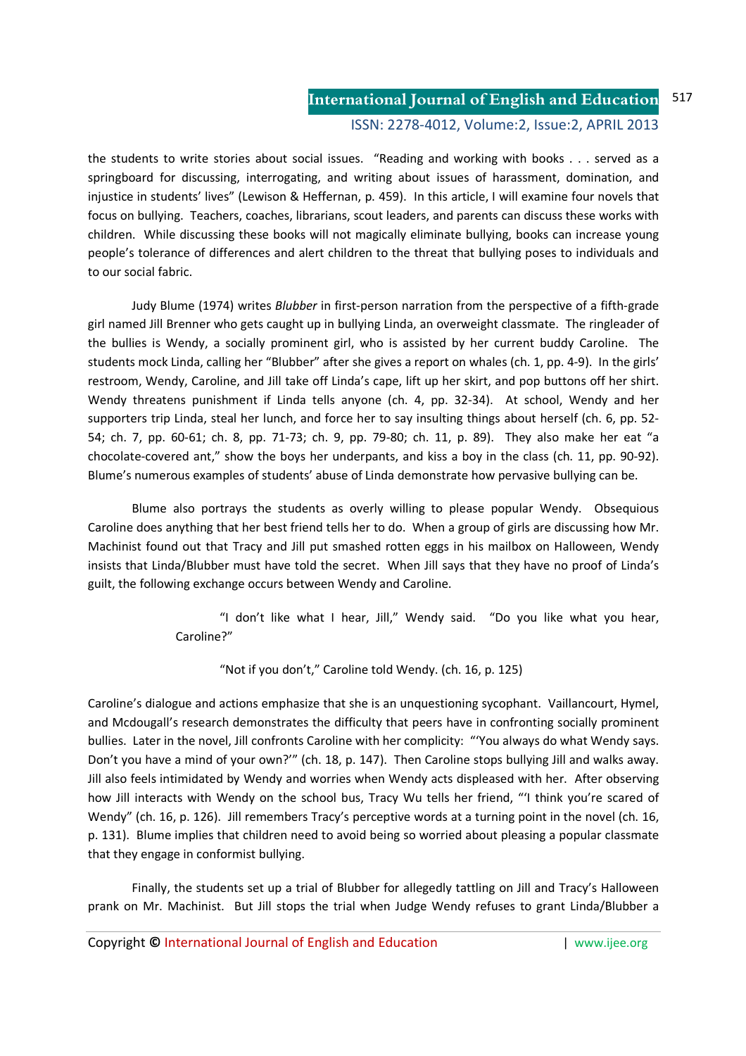the students to write stories about social issues. "Reading and working with books . . . served as a springboard for discussing, interrogating, and writing about issues of harassment, domination, and injustice in students' lives" (Lewison & Heffernan, p. 459). In this article, I will examine four novels that focus on bullying. Teachers, coaches, librarians, scout leaders, and parents can discuss these works with children. While discussing these books will not magically eliminate bullying, books can increase young people's tolerance of differences and alert children to the threat that bullying poses to individuals and to our social fabric.

Judy Blume (1974) writes *Blubber* in first-person narration from the perspective of a fifth-grade girl named Jill Brenner who gets caught up in bullying Linda, an overweight classmate. The ringleader of the bullies is Wendy, a socially prominent girl, who is assisted by her current buddy Caroline. The students mock Linda, calling her "Blubber" after she gives a report on whales (ch. 1, pp. 4-9). In the girls' restroom, Wendy, Caroline, and Jill take off Linda's cape, lift up her skirt, and pop buttons off her shirt. Wendy threatens punishment if Linda tells anyone (ch. 4, pp. 32-34). At school, Wendy and her supporters trip Linda, steal her lunch, and force her to say insulting things about herself (ch. 6, pp. 52-54; ch. 7, pp. 60-61; ch. 8, pp. 71-73; ch. 9, pp. 79-80; ch. 11, p. 89). They also make her eat "a chocolate-covered ant," show the boys her underpants, and kiss a boy in the class (ch. 11, pp. 90-92). Blume's numerous examples of students' abuse of Linda demonstrate how pervasive bullying can be.

Blume also portrays the students as overly willing to please popular Wendy. Obsequious Caroline does anything that her best friend tells her to do. When a group of girls are discussing how Mr. Machinist found out that Tracy and Jill put smashed rotten eggs in his mailbox on Halloween, Wendy insists that Linda/Blubber must have told the secret. When Jill says that they have no proof of Linda's guilt, the following exchange occurs between Wendy and Caroline.

> "I don't like what I hear, Jill," Wendy said. "Do you like what you hear, Caroline?"
>
> "Not if you don't," Caroline told Wendy. (ch. 16, p. 125)

Caroline's dialogue and actions emphasize that she is an unquestioning sycophant. Vaillancourt, Hymel, and Mcdougall's research demonstrates the difficulty that peers have in confronting socially prominent bullies. Later in the novel, Jill confronts Caroline with her complicity: "'You always do what Wendy says. Don't you have a mind of your own?'" (ch. 18, p. 147). Then Caroline stops bullying Jill and walks away. Jill also feels intimidated by Wendy and worries when Wendy acts displeased with her. After observing how Jill interacts with Wendy on the school bus, Tracy Wu tells her friend, "'I think you're scared of Wendy" (ch. 16, p. 126). Jill remembers Tracy's perceptive words at a turning point in the novel (ch. 16, p. 131). Blume implies that children need to avoid being so worried about pleasing a popular classmate that they engage in conformist bullying.

Finally, the students set up a trial of Blubber for allegedly tattling on Jill and Tracy's Halloween prank on Mr. Machinist. But Jill stops the trial when Judge Wendy refuses to grant Linda/Blubber a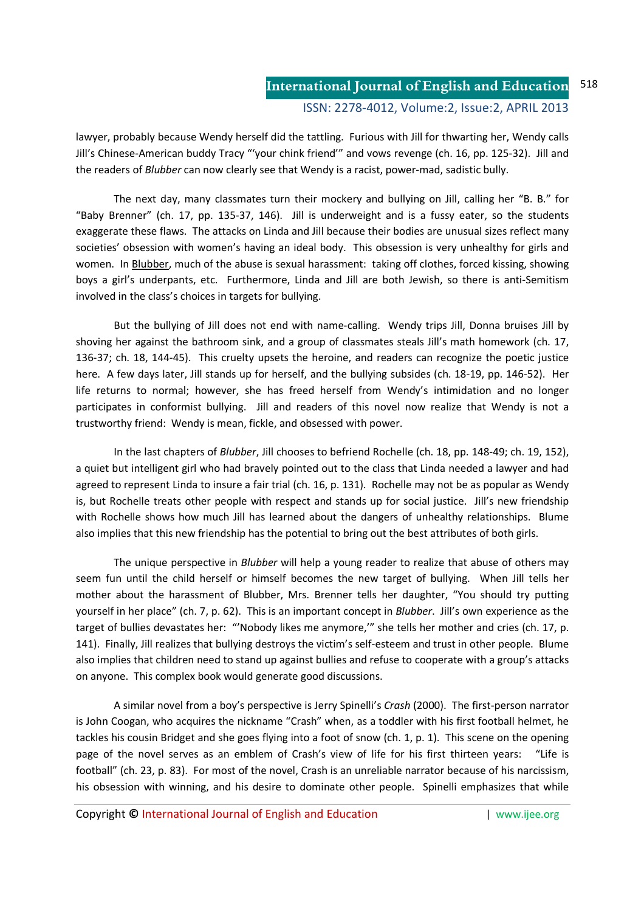lawyer, probably because Wendy herself did the tattling. Furious with Jill for thwarting her, Wendy calls Jill's Chinese-American buddy Tracy "'your chink friend'" and vows revenge (ch. 16, pp. 125-32). Jill and the readers of *Blubber* can now clearly see that Wendy is a racist, power-mad, sadistic bully.

The next day, many classmates turn their mockery and bullying on Jill, calling her "B. B." for "Baby Brenner" (ch. 17, pp. 135-37, 146). Jill is underweight and is a fussy eater, so the students exaggerate these flaws. The attacks on Linda and Jill because their bodies are unusual sizes reflect many societies' obsession with women's having an ideal body. This obsession is very unhealthy for girls and women. In Blubber, much of the abuse is sexual harassment: taking off clothes, forced kissing, showing boys a girl's underpants, etc. Furthermore, Linda and Jill are both Jewish, so there is anti-Semitism involved in the class's choices in targets for bullying.

But the bullying of Jill does not end with name-calling. Wendy trips Jill, Donna bruises Jill by shoving her against the bathroom sink, and a group of classmates steals Jill's math homework (ch. 17, 136-37; ch. 18, 144-45). This cruelty upsets the heroine, and readers can recognize the poetic justice here. A few days later, Jill stands up for herself, and the bullying subsides (ch. 18-19, pp. 146-52). Her life returns to normal; however, she has freed herself from Wendy's intimidation and no longer participates in conformist bullying. Jill and readers of this novel now realize that Wendy is not a trustworthy friend: Wendy is mean, fickle, and obsessed with power.

In the last chapters of *Blubber*, Jill chooses to befriend Rochelle (ch. 18, pp. 148-49; ch. 19, 152), a quiet but intelligent girl who had bravely pointed out to the class that Linda needed a lawyer and had agreed to represent Linda to insure a fair trial (ch. 16, p. 131). Rochelle may not be as popular as Wendy is, but Rochelle treats other people with respect and stands up for social justice. Jill's new friendship with Rochelle shows how much Jill has learned about the dangers of unhealthy relationships. Blume also implies that this new friendship has the potential to bring out the best attributes of both girls.

The unique perspective in *Blubber* will help a young reader to realize that abuse of others may seem fun until the child herself or himself becomes the new target of bullying. When Jill tells her mother about the harassment of Blubber, Mrs. Brenner tells her daughter, "You should try putting yourself in her place" (ch. 7, p. 62). This is an important concept in *Blubber*. Jill's own experience as the target of bullies devastates her: "'Nobody likes me anymore,'" she tells her mother and cries (ch. 17, p. 141). Finally, Jill realizes that bullying destroys the victim's self-esteem and trust in other people. Blume also implies that children need to stand up against bullies and refuse to cooperate with a group's attacks on anyone. This complex book would generate good discussions.

A similar novel from a boy's perspective is Jerry Spinelli's *Crash* (2000). The first-person narrator is John Coogan, who acquires the nickname "Crash" when, as a toddler with his first football helmet, he tackles his cousin Bridget and she goes flying into a foot of snow (ch. 1, p. 1). This scene on the opening page of the novel serves as an emblem of Crash's view of life for his first thirteen years: "Life is football" (ch. 23, p. 83). For most of the novel, Crash is an unreliable narrator because of his narcissism, his obsession with winning, and his desire to dominate other people. Spinelli emphasizes that while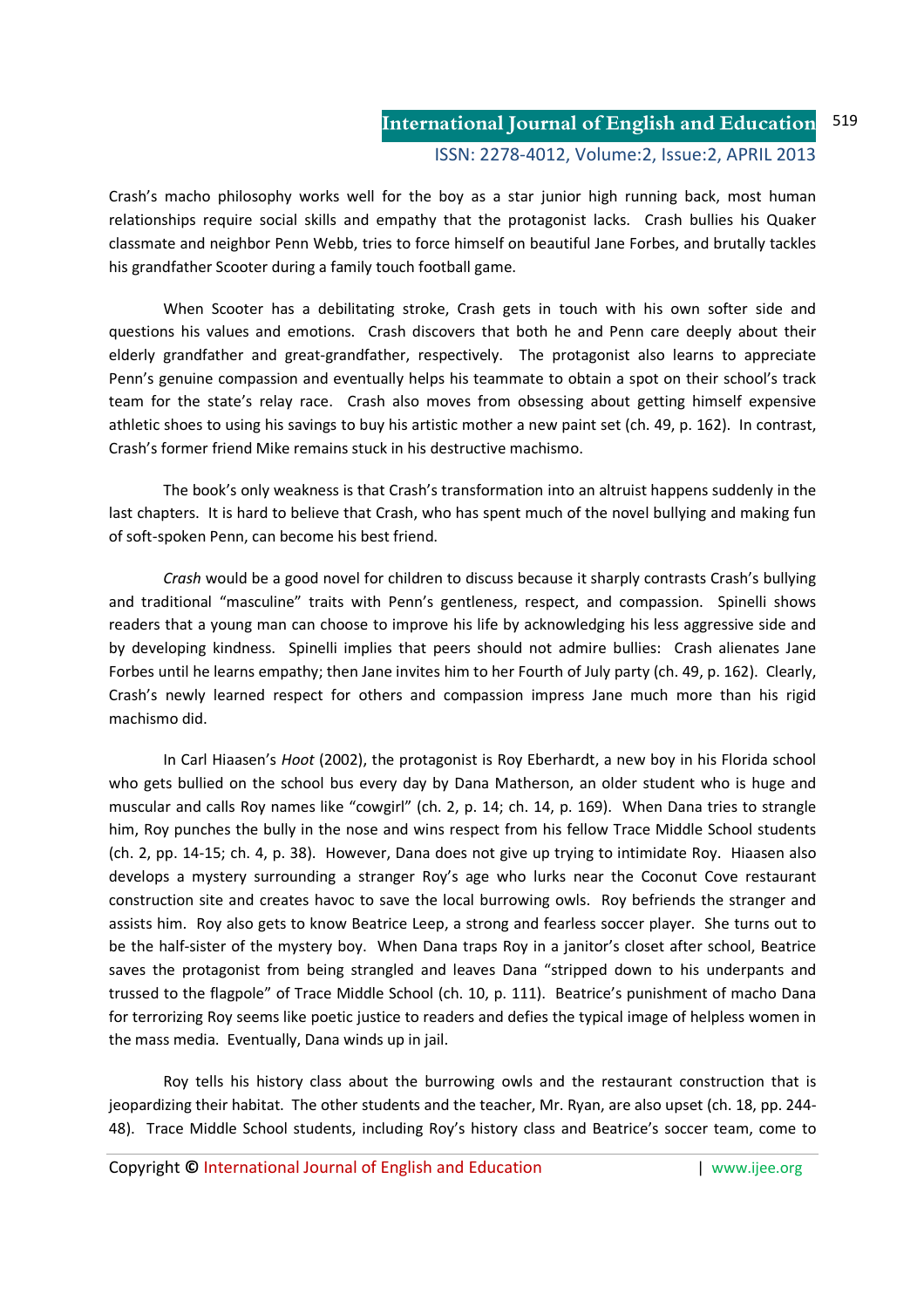Crash's macho philosophy works well for the boy as a star junior high running back, most human relationships require social skills and empathy that the protagonist lacks. Crash bullies his Quaker classmate and neighbor Penn Webb, tries to force himself on beautiful Jane Forbes, and brutally tackles his grandfather Scooter during a family touch football game.

When Scooter has a debilitating stroke, Crash gets in touch with his own softer side and questions his values and emotions. Crash discovers that both he and Penn care deeply about their elderly grandfather and great-grandfather, respectively. The protagonist also learns to appreciate Penn's genuine compassion and eventually helps his teammate to obtain a spot on their school's track team for the state's relay race. Crash also moves from obsessing about getting himself expensive athletic shoes to using his savings to buy his artistic mother a new paint set (ch. 49, p. 162). In contrast, Crash's former friend Mike remains stuck in his destructive machismo.

The book's only weakness is that Crash's transformation into an altruist happens suddenly in the last chapters. It is hard to believe that Crash, who has spent much of the novel bullying and making fun of soft-spoken Penn, can become his best friend.

*Crash* would be a good novel for children to discuss because it sharply contrasts Crash's bullying and traditional "masculine" traits with Penn's gentleness, respect, and compassion. Spinelli shows readers that a young man can choose to improve his life by acknowledging his less aggressive side and by developing kindness. Spinelli implies that peers should not admire bullies: Crash alienates Jane Forbes until he learns empathy; then Jane invites him to her Fourth of July party (ch. 49, p. 162). Clearly, Crash's newly learned respect for others and compassion impress Jane much more than his rigid machismo did.

In Carl Hiaasen's *Hoot* (2002), the protagonist is Roy Eberhardt, a new boy in his Florida school who gets bullied on the school bus every day by Dana Matherson, an older student who is huge and muscular and calls Roy names like "cowgirl" (ch. 2, p. 14; ch. 14, p. 169). When Dana tries to strangle him, Roy punches the bully in the nose and wins respect from his fellow Trace Middle School students (ch. 2, pp. 14-15; ch. 4, p. 38). However, Dana does not give up trying to intimidate Roy. Hiaasen also develops a mystery surrounding a stranger Roy's age who lurks near the Coconut Cove restaurant construction site and creates havoc to save the local burrowing owls. Roy befriends the stranger and assists him. Roy also gets to know Beatrice Leep, a strong and fearless soccer player. She turns out to be the half-sister of the mystery boy. When Dana traps Roy in a janitor's closet after school, Beatrice saves the protagonist from being strangled and leaves Dana "stripped down to his underpants and trussed to the flagpole" of Trace Middle School (ch. 10, p. 111). Beatrice's punishment of macho Dana for terrorizing Roy seems like poetic justice to readers and defies the typical image of helpless women in the mass media. Eventually, Dana winds up in jail.

Roy tells his history class about the burrowing owls and the restaurant construction that is jeopardizing their habitat. The other students and the teacher, Mr. Ryan, are also upset (ch. 18, pp. 244-48). Trace Middle School students, including Roy's history class and Beatrice's soccer team, come to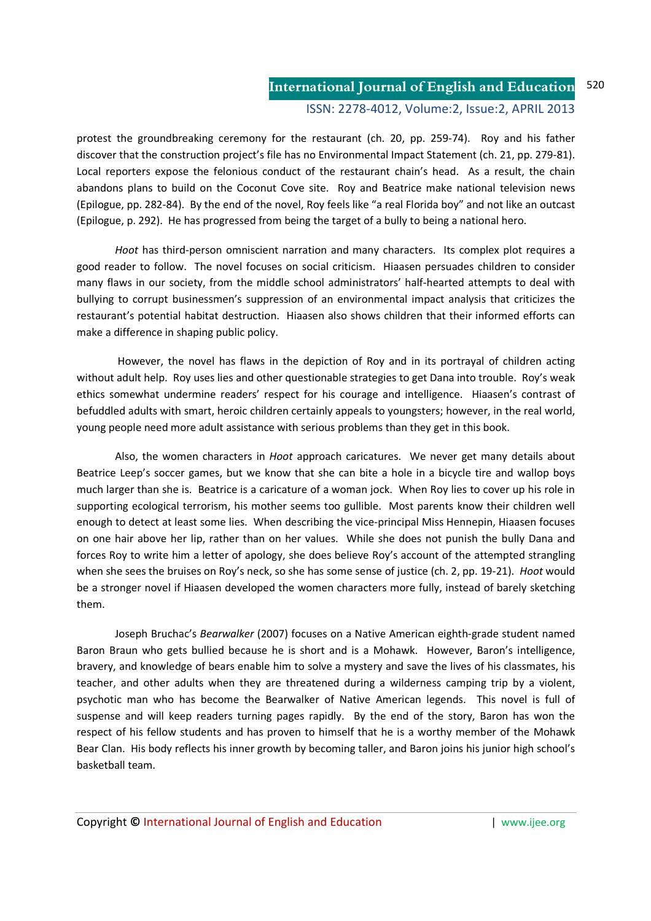protest the groundbreaking ceremony for the restaurant (ch. 20, pp. 259-74). Roy and his father discover that the construction project's file has no Environmental Impact Statement (ch. 21, pp. 279-81). Local reporters expose the felonious conduct of the restaurant chain's head. As a result, the chain abandons plans to build on the Coconut Cove site. Roy and Beatrice make national television news (Epilogue, pp. 282-84). By the end of the novel, Roy feels like "a real Florida boy" and not like an outcast (Epilogue, p. 292). He has progressed from being the target of a bully to being a national hero.

*Hoot* has third-person omniscient narration and many characters. Its complex plot requires a good reader to follow. The novel focuses on social criticism. Hiaasen persuades children to consider many flaws in our society, from the middle school administrators' half-hearted attempts to deal with bullying to corrupt businessmen's suppression of an environmental impact analysis that criticizes the restaurant's potential habitat destruction. Hiaasen also shows children that their informed efforts can make a difference in shaping public policy.

However, the novel has flaws in the depiction of Roy and in its portrayal of children acting without adult help. Roy uses lies and other questionable strategies to get Dana into trouble. Roy's weak ethics somewhat undermine readers' respect for his courage and intelligence. Hiaasen's contrast of befuddled adults with smart, heroic children certainly appeals to youngsters; however, in the real world, young people need more adult assistance with serious problems than they get in this book.

Also, the women characters in *Hoot* approach caricatures. We never get many details about Beatrice Leep's soccer games, but we know that she can bite a hole in a bicycle tire and wallop boys much larger than she is. Beatrice is a caricature of a woman jock. When Roy lies to cover up his role in supporting ecological terrorism, his mother seems too gullible. Most parents know their children well enough to detect at least some lies. When describing the vice-principal Miss Hennepin, Hiaasen focuses on one hair above her lip, rather than on her values. While she does not punish the bully Dana and forces Roy to write him a letter of apology, she does believe Roy's account of the attempted strangling when she sees the bruises on Roy's neck, so she has some sense of justice (ch. 2, pp. 19-21). *Hoot* would be a stronger novel if Hiaasen developed the women characters more fully, instead of barely sketching them.

Joseph Bruchac's *Bearwalker* (2007) focuses on a Native American eighth-grade student named Baron Braun who gets bullied because he is short and is a Mohawk. However, Baron's intelligence, bravery, and knowledge of bears enable him to solve a mystery and save the lives of his classmates, his teacher, and other adults when they are threatened during a wilderness camping trip by a violent, psychotic man who has become the Bearwalker of Native American legends. This novel is full of suspense and will keep readers turning pages rapidly. By the end of the story, Baron has won the respect of his fellow students and has proven to himself that he is a worthy member of the Mohawk Bear Clan. His body reflects his inner growth by becoming taller, and Baron joins his junior high school's basketball team.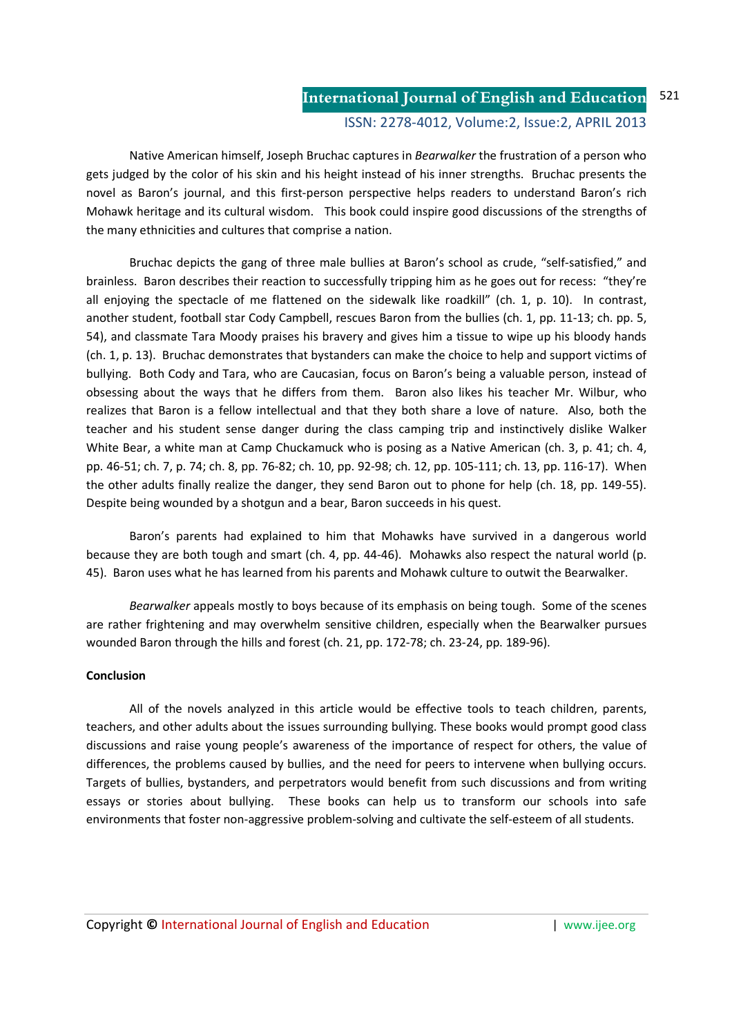Native American himself, Joseph Bruchac captures in *Bearwalker* the frustration of a person who gets judged by the color of his skin and his height instead of his inner strengths. Bruchac presents the novel as Baron's journal, and this first-person perspective helps readers to understand Baron's rich Mohawk heritage and its cultural wisdom. This book could inspire good discussions of the strengths of the many ethnicities and cultures that comprise a nation.

Bruchac depicts the gang of three male bullies at Baron's school as crude, "self-satisfied," and brainless. Baron describes their reaction to successfully tripping him as he goes out for recess: "they're all enjoying the spectacle of me flattened on the sidewalk like roadkill" (ch. 1, p. 10). In contrast, another student, football star Cody Campbell, rescues Baron from the bullies (ch. 1, pp. 11-13; ch. pp. 5, 54), and classmate Tara Moody praises his bravery and gives him a tissue to wipe up his bloody hands (ch. 1, p. 13). Bruchac demonstrates that bystanders can make the choice to help and support victims of bullying. Both Cody and Tara, who are Caucasian, focus on Baron's being a valuable person, instead of obsessing about the ways that he differs from them. Baron also likes his teacher Mr. Wilbur, who realizes that Baron is a fellow intellectual and that they both share a love of nature. Also, both the teacher and his student sense danger during the class camping trip and instinctively dislike Walker White Bear, a white man at Camp Chuckamuck who is posing as a Native American (ch. 3, p. 41; ch. 4, pp. 46-51; ch. 7, p. 74; ch. 8, pp. 76-82; ch. 10, pp. 92-98; ch. 12, pp. 105-111; ch. 13, pp. 116-17). When the other adults finally realize the danger, they send Baron out to phone for help (ch. 18, pp. 149-55). Despite being wounded by a shotgun and a bear, Baron succeeds in his quest.

Baron's parents had explained to him that Mohawks have survived in a dangerous world because they are both tough and smart (ch. 4, pp. 44-46). Mohawks also respect the natural world (p. 45). Baron uses what he has learned from his parents and Mohawk culture to outwit the Bearwalker.

*Bearwalker* appeals mostly to boys because of its emphasis on being tough. Some of the scenes are rather frightening and may overwhelm sensitive children, especially when the Bearwalker pursues wounded Baron through the hills and forest (ch. 21, pp. 172-78; ch. 23-24, pp. 189-96).

**Conclusion**

All of the novels analyzed in this article would be effective tools to teach children, parents, teachers, and other adults about the issues surrounding bullying. These books would prompt good class discussions and raise young people's awareness of the importance of respect for others, the value of differences, the problems caused by bullies, and the need for peers to intervene when bullying occurs. Targets of bullies, bystanders, and perpetrators would benefit from such discussions and from writing essays or stories about bullying. These books can help us to transform our schools into safe environments that foster non-aggressive problem-solving and cultivate the self-esteem of all students.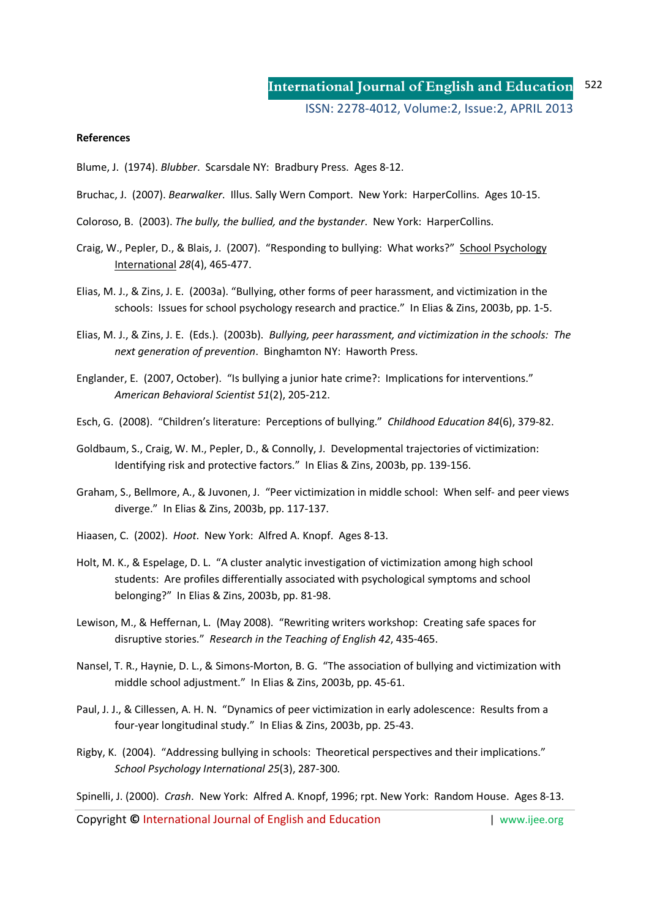**References**

Blume, J. (1974). *Blubber*. Scarsdale NY: Bradbury Press. Ages 8-12.

Bruchac, J. (2007). *Bearwalker*. Illus. Sally Wern Comport. New York: HarperCollins. Ages 10-15.

Coloroso, B. (2003). *The bully, the bullied, and the bystander*. New York: HarperCollins.

Craig, W., Pepler, D., & Blais, J. (2007). "Responding to bullying: What works?" School Psychology International *28*(4), 465-477.

Elias, M. J., & Zins, J. E. (2003a). "Bullying, other forms of peer harassment, and victimization in the schools: Issues for school psychology research and practice." In Elias & Zins, 2003b, pp. 1-5.

Elias, M. J., & Zins, J. E. (Eds.). (2003b). *Bullying, peer harassment, and victimization in the schools: The next generation of prevention*. Binghamton NY: Haworth Press.

Englander, E. (2007, October). "Is bullying a junior hate crime?: Implications for interventions." *American Behavioral Scientist 51*(2), 205-212.

Esch, G. (2008). "Children's literature: Perceptions of bullying." *Childhood Education 84*(6), 379-82.

Goldbaum, S., Craig, W. M., Pepler, D., & Connolly, J. Developmental trajectories of victimization: Identifying risk and protective factors." In Elias & Zins, 2003b, pp. 139-156.

Graham, S., Bellmore, A., & Juvonen, J. "Peer victimization in middle school: When self- and peer views diverge." In Elias & Zins, 2003b, pp. 117-137.

Hiaasen, C. (2002). *Hoot*. New York: Alfred A. Knopf. Ages 8-13.

Holt, M. K., & Espelage, D. L. "A cluster analytic investigation of victimization among high school students: Are profiles differentially associated with psychological symptoms and school belonging?" In Elias & Zins, 2003b, pp. 81-98.

Lewison, M., & Heffernan, L. (May 2008). "Rewriting writers workshop: Creating safe spaces for disruptive stories." *Research in the Teaching of English 42*, 435-465.

Nansel, T. R., Haynie, D. L., & Simons-Morton, B. G. "The association of bullying and victimization with middle school adjustment." In Elias & Zins, 2003b, pp. 45-61.

Paul, J. J., & Cillessen, A. H. N. "Dynamics of peer victimization in early adolescence: Results from a four-year longitudinal study." In Elias & Zins, 2003b, pp. 25-43.

Rigby, K. (2004). "Addressing bullying in schools: Theoretical perspectives and their implications." *School Psychology International 25*(3), 287-300.

Spinelli, J. (2000). *Crash*. New York: Alfred A. Knopf, 1996; rpt. New York: Random House. Ages 8-13.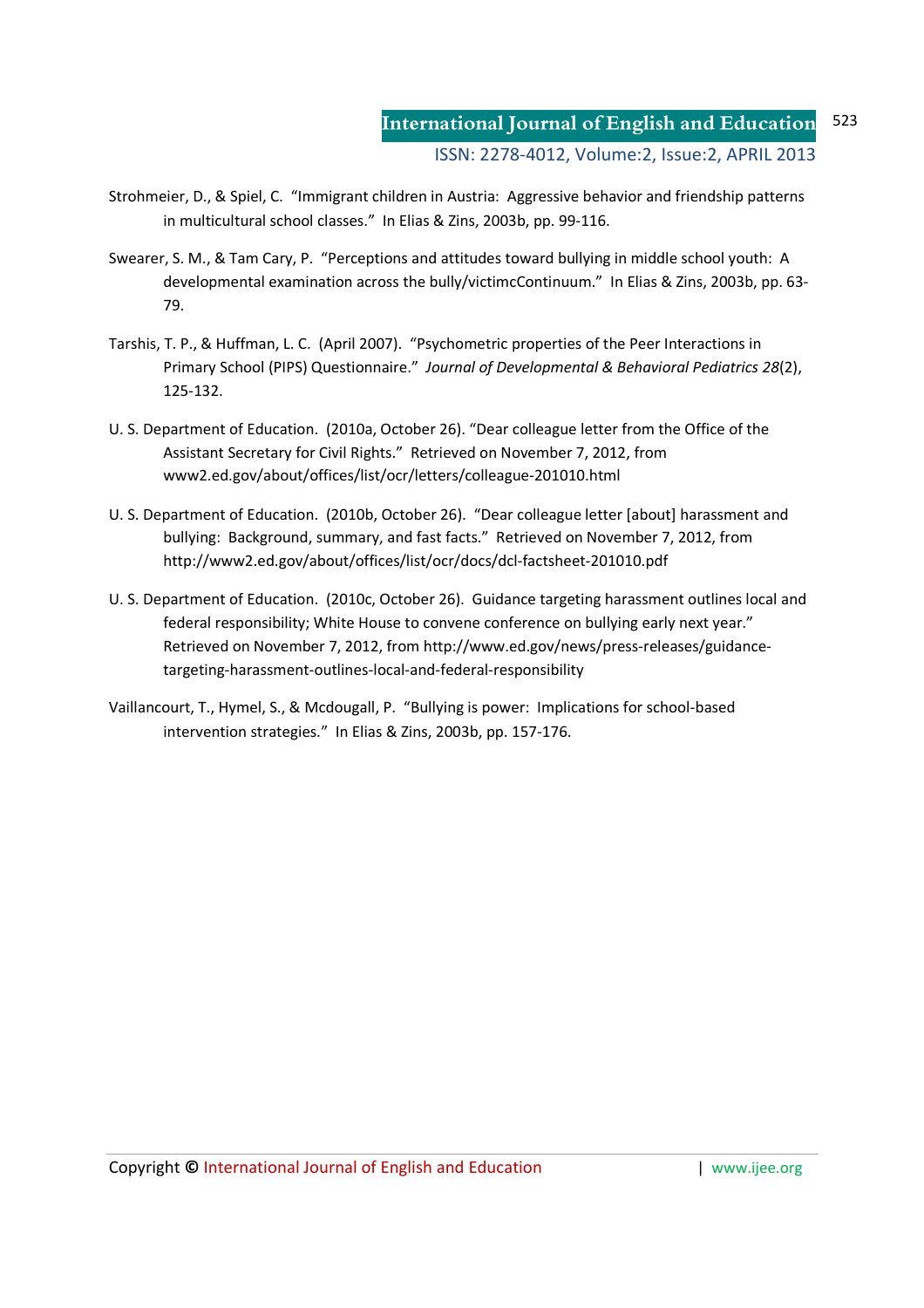Strohmeier, D., & Spiel, C. "Immigrant children in Austria: Aggressive behavior and friendship patterns in multicultural school classes." In Elias & Zins, 2003b, pp. 99-116.

Swearer, S. M., & Tam Cary, P. "Perceptions and attitudes toward bullying in middle school youth: A developmental examination across the bully/victimcContinuum." In Elias & Zins, 2003b, pp. 63-79.

Tarshis, T. P., & Huffman, L. C. (April 2007). "Psychometric properties of the Peer Interactions in Primary School (PIPS) Questionnaire." *Journal of Developmental & Behavioral Pediatrics 28*(2), 125-132.

U. S. Department of Education. (2010a, October 26). "Dear colleague letter from the Office of the Assistant Secretary for Civil Rights." Retrieved on November 7, 2012, from www2.ed.gov/about/offices/list/ocr/letters/colleague-201010.html

U. S. Department of Education. (2010b, October 26). "Dear colleague letter [about] harassment and bullying: Background, summary, and fast facts." Retrieved on November 7, 2012, from http://www2.ed.gov/about/offices/list/ocr/docs/dcl-factsheet-201010.pdf

U. S. Department of Education. (2010c, October 26). Guidance targeting harassment outlines local and federal responsibility; White House to convene conference on bullying early next year." Retrieved on November 7, 2012, from http://www.ed.gov/news/press-releases/guidance-targeting-harassment-outlines-local-and-federal-responsibility

Vaillancourt, T., Hymel, S., & Mcdougall, P. "Bullying is power: Implications for school-based intervention strategies." In Elias & Zins, 2003b, pp. 157-176.